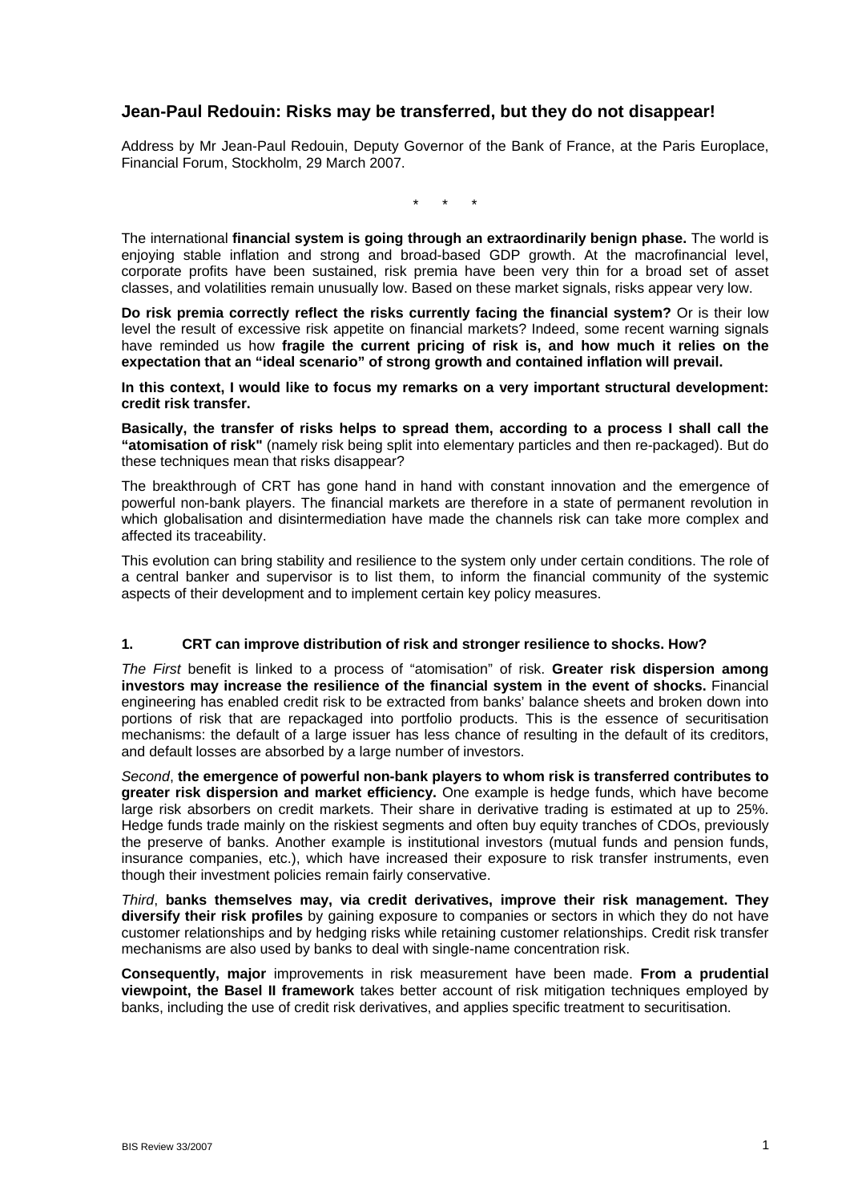# Jean-Paul Redouin: Risks may be transferred, but they do not disappear!

Address by Mr Jean-Paul Redouin, Deputy Governor of the Bank of France, at the Paris Europlace, Financial Forum, Stockholm, 29 March 2007.

\* \* \*

The international **financial system is going through an extraordinarily benign phase.** The world is enjoying stable inflation and strong and broad-based GDP growth. At the macrofinancial level, corporate profits have been sustained, risk premia have been very thin for a broad set of asset classes, and volatilities remain unusually low. Based on these market signals, risks appear very low.

**Do risk premia correctly reflect the risks currently facing the financial system?** Or is their low level the result of excessive risk appetite on financial markets? Indeed, some recent warning signals have reminded us how **fragile the current pricing of risk is, and how much it relies on the expectation that an "ideal scenario" of strong growth and contained inflation will prevail.**

**In this context, I would like to focus my remarks on a very important structural development: credit risk transfer.**

**Basically, the transfer of risks helps to spread them, according to a process I shall call the "atomisation of risk"** (namely risk being split into elementary particles and then re-packaged). But do these techniques mean that risks disappear?

The breakthrough of CRT has gone hand in hand with constant innovation and the emergence of powerful non-bank players. The financial markets are therefore in a state of permanent revolution in which globalisation and disintermediation have made the channels risk can take more complex and affected its traceability.

This evolution can bring stability and resilience to the system only under certain conditions. The role of a central banker and supervisor is to list them, to inform the financial community of the systemic aspects of their development and to implement certain key policy measures.

## 1. CRT can improve distribution of risk and stronger resilience to shocks. How?

*The First* benefit is linked to a process of "atomisation" of risk. **Greater risk dispersion among investors may increase the resilience of the financial system in the event of shocks.** Financial engineering has enabled credit risk to be extracted from banks' balance sheets and broken down into portions of risk that are repackaged into portfolio products. This is the essence of securitisation mechanisms: the default of a large issuer has less chance of resulting in the default of its creditors, and default losses are absorbed by a large number of investors.

*Second*, **the emergence of powerful non-bank players to whom risk is transferred contributes to greater risk dispersion and market efficiency.** One example is hedge funds, which have become large risk absorbers on credit markets. Their share in derivative trading is estimated at up to 25%. Hedge funds trade mainly on the riskiest segments and often buy equity tranches of CDOs, previously the preserve of banks. Another example is institutional investors (mutual funds and pension funds, insurance companies, etc.), which have increased their exposure to risk transfer instruments, even though their investment policies remain fairly conservative.

*Third*, **banks themselves may, via credit derivatives, improve their risk management. They diversify their risk profiles** by gaining exposure to companies or sectors in which they do not have customer relationships and by hedging risks while retaining customer relationships. Credit risk transfer mechanisms are also used by banks to deal with single-name concentration risk.

**Consequently, major** improvements in risk measurement have been made. **From a prudential viewpoint, the Basel II framework** takes better account of risk mitigation techniques employed by banks, including the use of credit risk derivatives, and applies specific treatment to securitisation.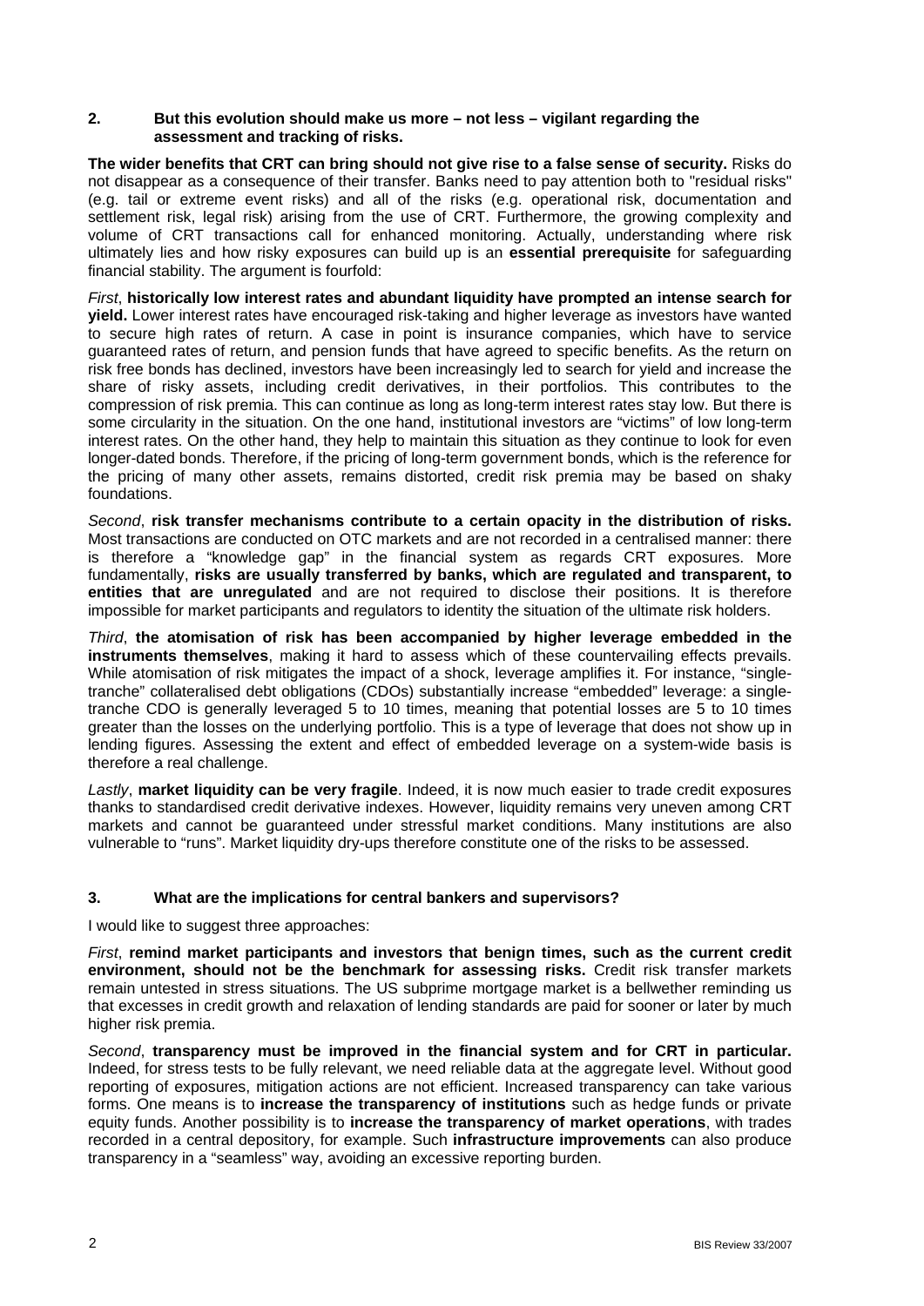## 2. But this evolution should make us more – not less – vigilant regarding the assessment and tracking of risks.

**The wider benefits that CRT can bring should not give rise to a false sense of security.** Risks do not disappear as a consequence of their transfer. Banks need to pay attention both to "residual risks" (e.g. tail or extreme event risks) and all of the risks (e.g. operational risk, documentation and settlement risk, legal risk) arising from the use of CRT. Furthermore, the growing complexity and volume of CRT transactions call for enhanced monitoring. Actually, understanding where risk ultimately lies and how risky exposures can build up is an **essential prerequisite** for safeguarding financial stability. The argument is fourfold:

*First*, **historically low interest rates and abundant liquidity have prompted an intense search for yield.** Lower interest rates have encouraged risk-taking and higher leverage as investors have wanted to secure high rates of return. A case in point is insurance companies, which have to service guaranteed rates of return, and pension funds that have agreed to specific benefits. As the return on risk free bonds has declined, investors have been increasingly led to search for yield and increase the share of risky assets, including credit derivatives, in their portfolios. This contributes to the compression of risk premia. This can continue as long as long-term interest rates stay low. But there is some circularity in the situation. On the one hand, institutional investors are "victims" of low long-term interest rates. On the other hand, they help to maintain this situation as they continue to look for even longer-dated bonds. Therefore, if the pricing of long-term government bonds, which is the reference for the pricing of many other assets, remains distorted, credit risk premia may be based on shaky foundations.

*Second*, **risk transfer mechanisms contribute to a certain opacity in the distribution of risks.** Most transactions are conducted on OTC markets and are not recorded in a centralised manner: there is therefore a "knowledge gap" in the financial system as regards CRT exposures. More fundamentally, **risks are usually transferred by banks, which are regulated and transparent, to entities that are unregulated** and are not required to disclose their positions. It is therefore impossible for market participants and regulators to identity the situation of the ultimate risk holders.

*Third*, **the atomisation of risk has been accompanied by higher leverage embedded in the instruments themselves**, making it hard to assess which of these countervailing effects prevails. While atomisation of risk mitigates the impact of a shock, leverage amplifies it. For instance, "single-tranche" collateralised debt obligations (CDOs) substantially increase "embedded" leverage: a single-tranche CDO is generally leveraged 5 to 10 times, meaning that potential losses are 5 to 10 times greater than the losses on the underlying portfolio. This is a type of leverage that does not show up in lending figures. Assessing the extent and effect of embedded leverage on a system-wide basis is therefore a real challenge.

*Lastly*, **market liquidity can be very fragile**. Indeed, it is now much easier to trade credit exposures thanks to standardised credit derivative indexes. However, liquidity remains very uneven among CRT markets and cannot be guaranteed under stressful market conditions. Many institutions are also vulnerable to "runs". Market liquidity dry-ups therefore constitute one of the risks to be assessed.

## 3. What are the implications for central bankers and supervisors?

I would like to suggest three approaches:

*First*, **remind market participants and investors that benign times, such as the current credit environment, should not be the benchmark for assessing risks.** Credit risk transfer markets remain untested in stress situations. The US subprime mortgage market is a bellwether reminding us that excesses in credit growth and relaxation of lending standards are paid for sooner or later by much higher risk premia.

*Second*, **transparency must be improved in the financial system and for CRT in particular.** Indeed, for stress tests to be fully relevant, we need reliable data at the aggregate level. Without good reporting of exposures, mitigation actions are not efficient. Increased transparency can take various forms. One means is to **increase the transparency of institutions** such as hedge funds or private equity funds. Another possibility is to **increase the transparency of market operations**, with trades recorded in a central depository, for example. Such **infrastructure improvements** can also produce transparency in a "seamless" way, avoiding an excessive reporting burden.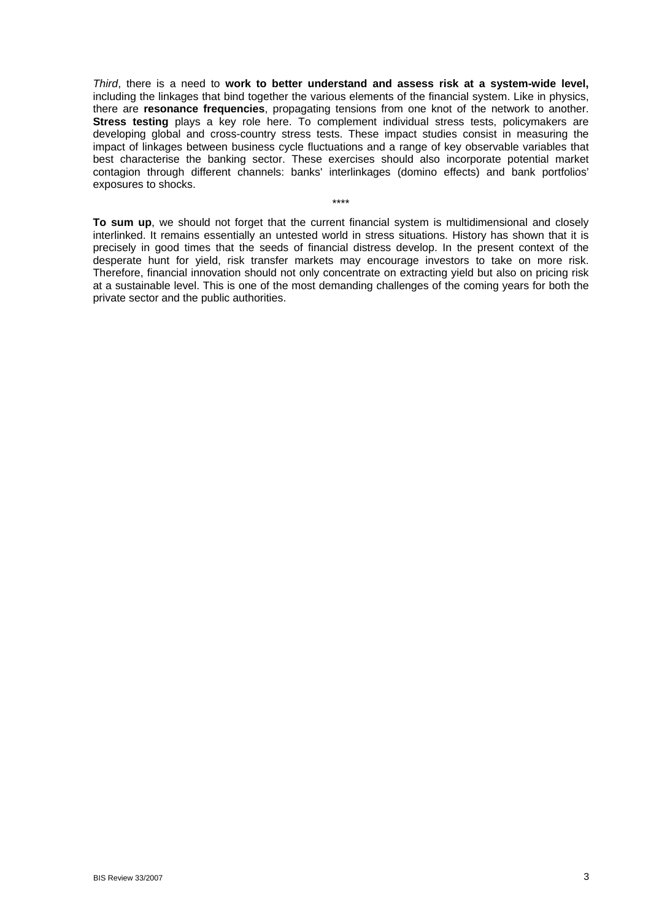*Third*, there is a need to **work to better understand and assess risk at a system-wide level,** including the linkages that bind together the various elements of the financial system. Like in physics, there are **resonance frequencies**, propagating tensions from one knot of the network to another. **Stress testing** plays a key role here. To complement individual stress tests, policymakers are developing global and cross-country stress tests. These impact studies consist in measuring the impact of linkages between business cycle fluctuations and a range of key observable variables that best characterise the banking sector. These exercises should also incorporate potential market contagion through different channels: banks' interlinkages (domino effects) and bank portfolios' exposures to shocks.

****

**To sum up**, we should not forget that the current financial system is multidimensional and closely interlinked. It remains essentially an untested world in stress situations. History has shown that it is precisely in good times that the seeds of financial distress develop. In the present context of the desperate hunt for yield, risk transfer markets may encourage investors to take on more risk. Therefore, financial innovation should not only concentrate on extracting yield but also on pricing risk at a sustainable level. This is one of the most demanding challenges of the coming years for both the private sector and the public authorities.